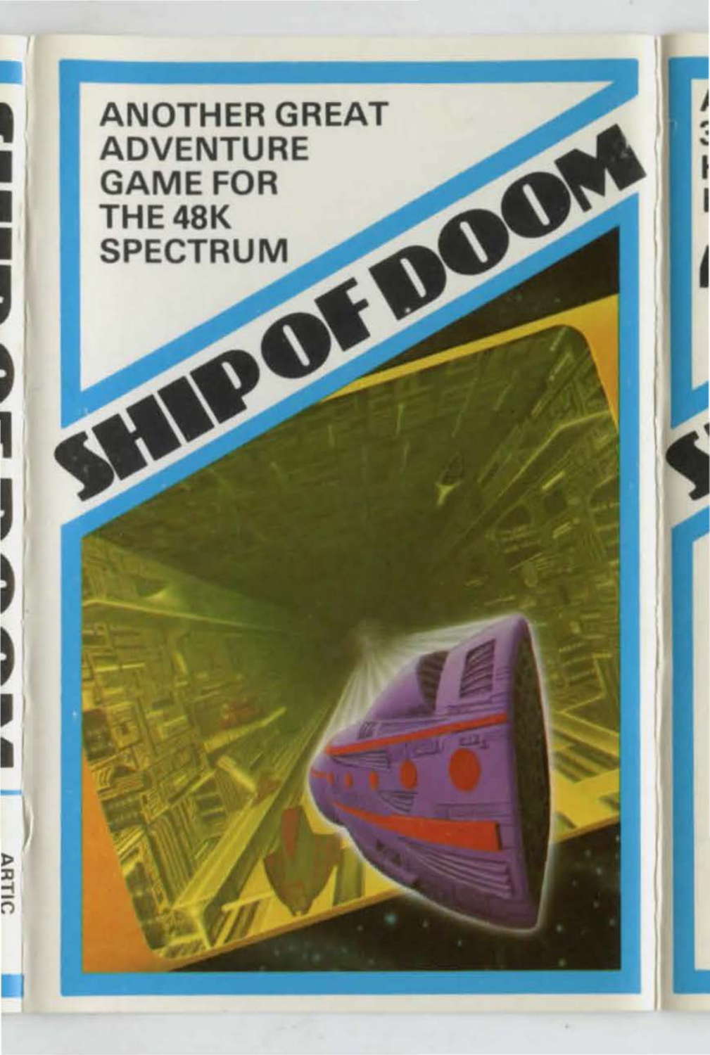ANOTHER GREAT ADVENTURE GAME FOR THE 48K SPECTRUM

# SHIP OF DOOM

ARTIC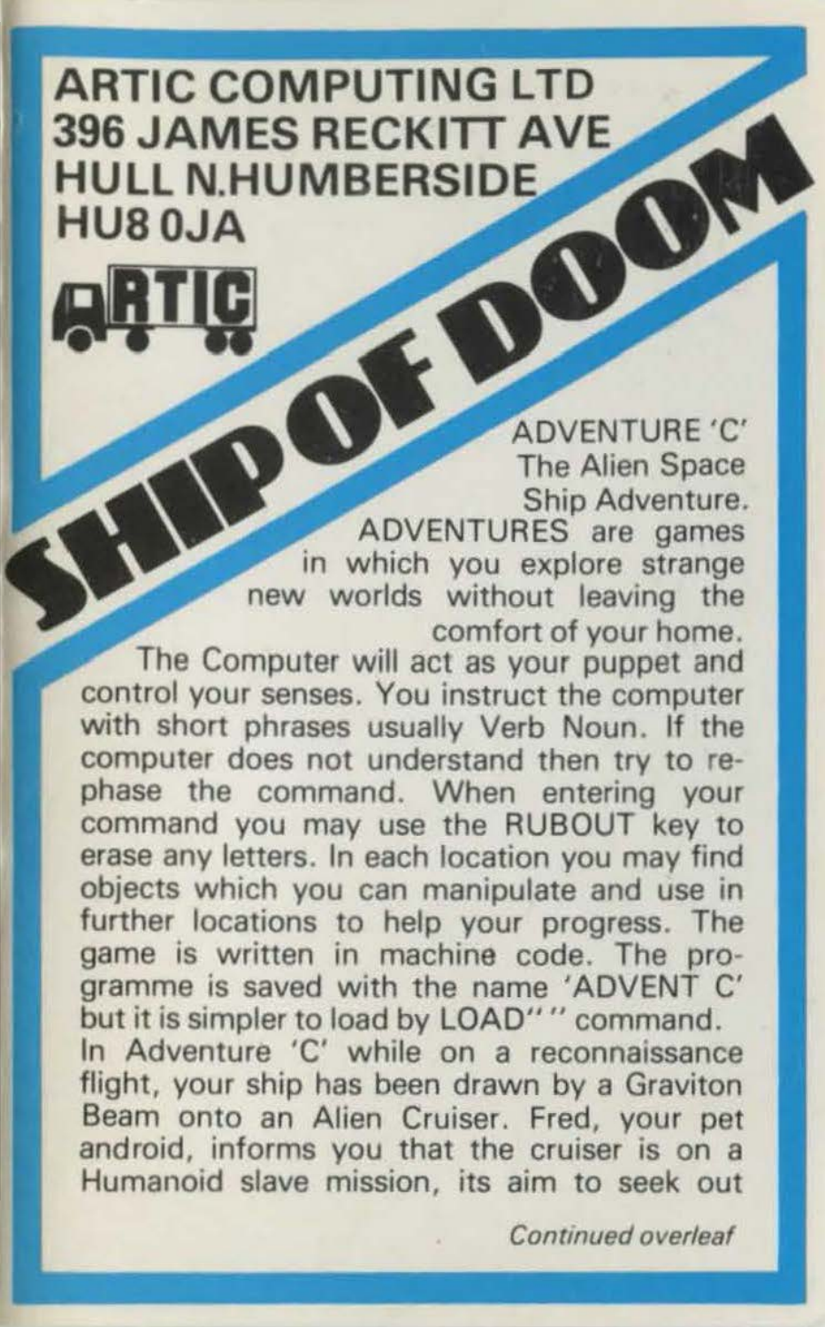ARTIC COMPUTING LTD
396 JAMES RECKITT AVE
HULL N.HUMBERSIDE
HU8 0JA

ARTIC

# SHIP OF DOOM

ADVENTURE 'C'
The Alien Space
Ship Adventure.

ADVENTURES are games in which you explore strange new worlds without leaving the comfort of your home.

The Computer will act as your puppet and control your senses. You instruct the computer with short phrases usually Verb Noun. If the computer does not understand then try to re-phase the command. When entering your command you may use the RUBOUT key to erase any letters. In each location you may find objects which you can manipulate and use in further locations to help your progress. The game is written in machine code. The programme is saved with the name 'ADVENT C' but it is simpler to load by LOAD"" command.

In Adventure 'C' while on a reconnaissance flight, your ship has been drawn by a Graviton Beam onto an Alien Cruiser. Fred, your pet android, informs you that the cruiser is on a Humanoid slave mission, its aim to seek out

*Continued overleaf*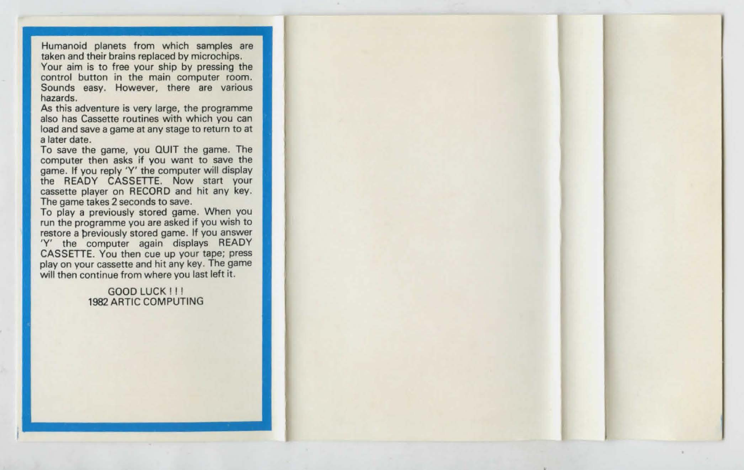Humanoid planets from which samples are taken and their brains replaced by microchips.
Your aim is to free your ship by pressing the control button in the main computer room. Sounds easy. However, there are various hazards.
As this adventure is very large, the programme also has Cassette routines with which you can load and save a game at any stage to return to at a later date.
To save the game, you QUIT the game. The computer then asks if you want to save the game. If you reply 'Y' the computer will display the READY CASSETTE. Now start your cassette player on RECORD and hit any key. The game takes 2 seconds to save.
To play a previously stored game. When you run the programme you are asked if you wish to restore a previously stored game. If you answer 'Y' the computer again displays READY CASSETTE. You then cue up your tape; press play on your cassette and hit any key. The game will then continue from where you last left it.

GOOD LUCK ! ! !
1982 ARTIC COMPUTING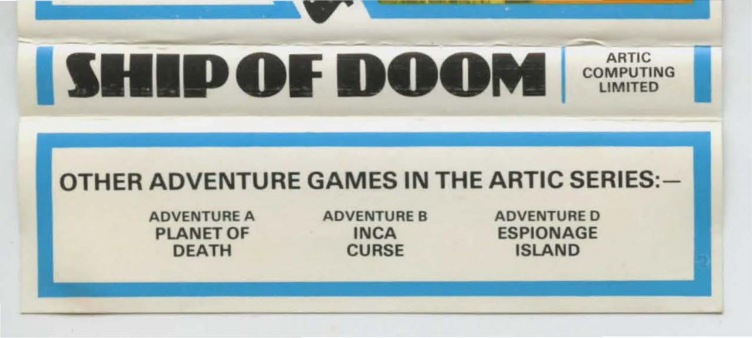# SHIP OF DOOM

ARTIC COMPUTING LIMITED

## OTHER ADVENTURE GAMES IN THE ARTIC SERIES:—

| | | |
|---|---|---|
| ADVENTURE A | ADVENTURE B | ADVENTURE D |
| PLANET OF DEATH | INCA CURSE | ESPIONAGE ISLAND |